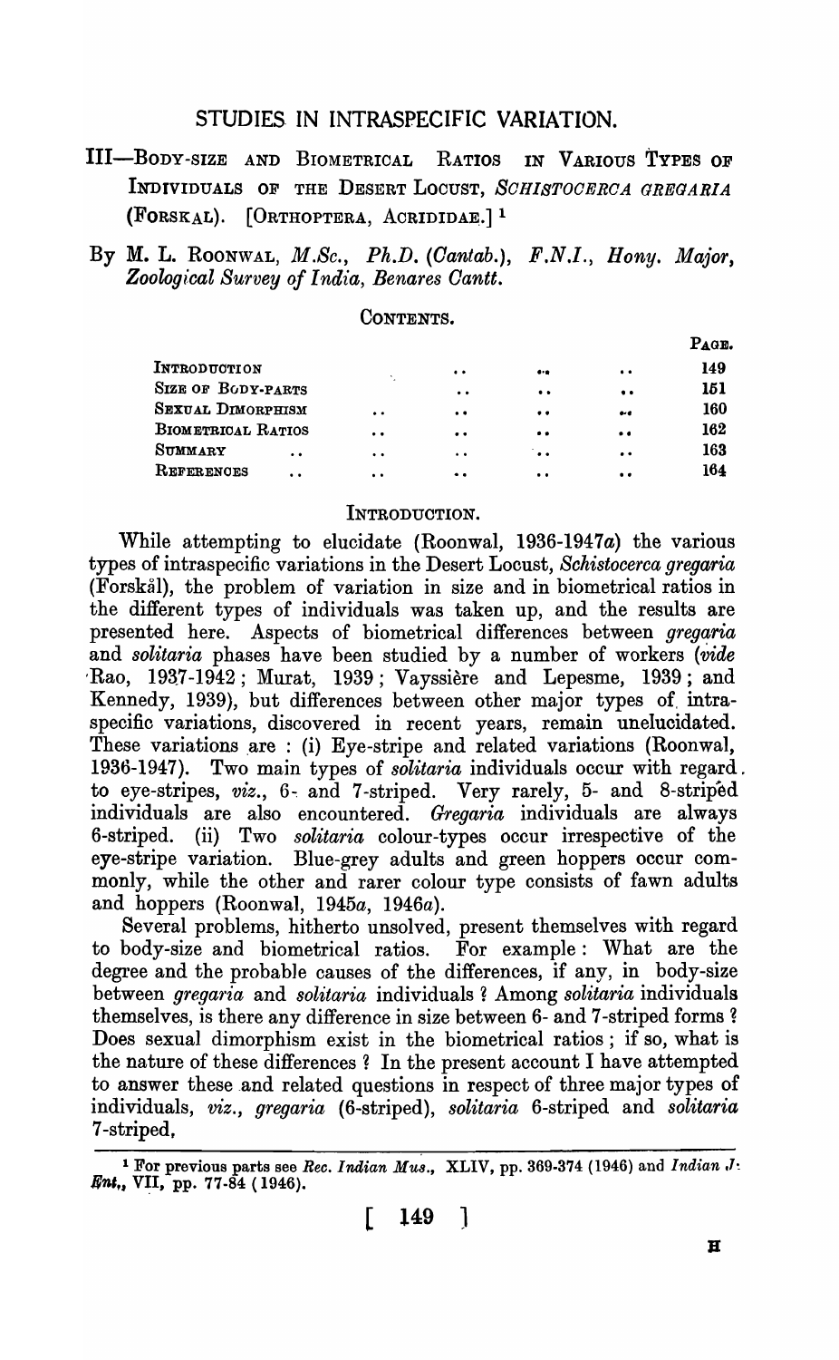# STUDIES IN INTRASPECIFIC VARIATION.

## III—BODY-SIZE AND BIOMETRICAL RATIOS IN VARIOUS TYPES OF INDIVIDUALS OF THE DESERT LOCUST, *SCHISTOCERCA GREGARIA* (FORSKÅL). [ORTHOPTERA, ACRIDIDAE.] [1]

By M. L. ROONWAL, *M.Sc.*, *Ph.D.* (*Cantab.*), *F.N.I.*, *Hony. Major*, *Zoological Survey of India, Benares Cantt.*

CONTENTS.

| | PAGE. |
|---|---|
| INTRODUCTION | 149 |
| SIZE OF BODY-PARTS | 151 |
| SEXUAL DIMORPHISM | 160 |
| BIOMETRICAL RATIOS | 162 |
| SUMMARY | 163 |
| REFERENCES | 164 |

### INTRODUCTION.

While attempting to elucidate (Roonwal, 1936-1947*a*) the various types of intraspecific variations in the Desert Locust, *Schistocerca gregaria* (Forskål), the problem of variation in size and in biometrical ratios in the different types of individuals was taken up, and the results are presented here. Aspects of biometrical differences between *gregaria* and *solitaria* phases have been studied by a number of workers (*vide* Rao, 1937-1942; Murat, 1939; Vayssière and Lepesme, 1939; and Kennedy, 1939), but differences between other major types of intraspecific variations, discovered in recent years, remain unelucidated. These variations are: (i) Eye-stripe and related variations (Roonwal, 1936-1947). Two main types of *solitaria* individuals occur with regard to eye-stripes, *viz.*, 6- and 7-striped. Very rarely, 5- and 8-striped individuals are also encountered. *Gregaria* individuals are always 6-striped. (ii) Two *solitaria* colour-types occur irrespective of the eye-stripe variation. Blue-grey adults and green hoppers occur commonly, while the other and rarer colour type consists of fawn adults and hoppers (Roonwal, 1945*a*, 1946*a*).

Several problems, hitherto unsolved, present themselves with regard to body-size and biometrical ratios. For example: What are the degree and the probable causes of the differences, if any, in body-size between *gregaria* and *solitaria* individuals? Among *solitaria* individuals themselves, is there any difference in size between 6- and 7-striped forms? Does sexual dimorphism exist in the biometrical ratios; if so, what is the nature of these differences? In the present account I have attempted to answer these and related questions in respect of three major types of individuals, *viz.*, *gregaria* (6-striped), *solitaria* 6-striped and *solitaria* 7-striped.

---

[1] For previous parts see *Rec. Indian Mus.*, XLIV, pp. 369-374 (1946) and *Indian J. Ent.*, VII, pp. 77-84 (1946).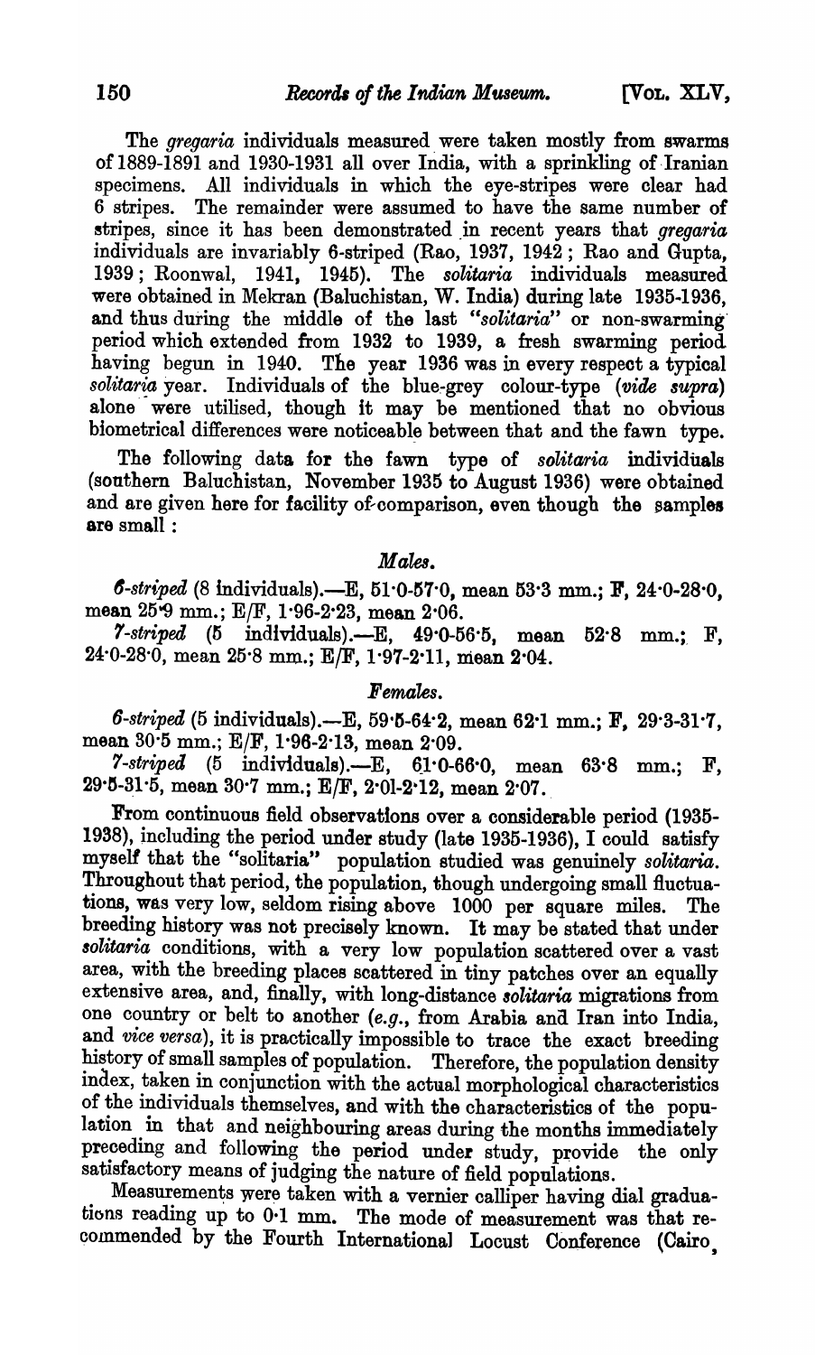The *gregaria* individuals measured were taken mostly from swarms of 1889-1891 and 1930-1931 all over India, with a sprinkling of Iranian specimens. All individuals in which the eye-stripes were clear had 6 stripes. The remainder were assumed to have the same number of stripes, since it has been demonstrated in recent years that *gregaria* individuals are invariably 6-striped (Rao, 1937, 1942; Rao and Gupta, 1939; Roonwal, 1941, 1945). The *solitaria* individuals measured were obtained in Mekran (Baluchistan, W. India) during late 1935-1936, and thus during the middle of the last "*solitaria*" or non-swarming period which extended from 1932 to 1939, a fresh swarming period having begun in 1940. The year 1936 was in every respect a typical *solitaria* year. Individuals of the blue-grey colour-type (*vide supra*) alone were utilised, though it may be mentioned that no obvious biometrical differences were noticeable between that and the fawn type.

The following data for the fawn type of *solitaria* individuals (southern Baluchistan, November 1935 to August 1936) were obtained and are given here for facility of comparison, even though the samples are small:

### *Males.*

*6-striped* (8 individuals).—E, 51·0-57·0, mean 53·3 mm.; F, 24·0-28·0, mean 25·9 mm.; E/F, 1·96-2·23, mean 2·06.

*7-striped* (5 individuals).—E, 49·0-56·5, mean 52·8 mm.; F, 24·0-28·0, mean 25·8 mm.; E/F, 1·97-2·11, mean 2·04.

### *Females.*

*6-striped* (5 individuals).—E, 59·5-64·2, mean 62·1 mm.; F, 29·3-31·7, mean 30·5 mm.; E/F, 1·96-2·13, mean 2·09.

*7-striped* (5 individuals).—E, 61·0-66·0, mean 63·8 mm.; F, 29·5-31·5, mean 30·7 mm.; E/F, 2·01-2·12, mean 2·07.

From continuous field observations over a considerable period (1935-1938), including the period under study (late 1935-1936), I could satisfy myself that the "solitaria" population studied was genuinely *solitaria*. Throughout that period, the population, though undergoing small fluctuations, was very low, seldom rising above 1000 per square miles. The breeding history was not precisely known. It may be stated that under *solitaria* conditions, with a very low population scattered over a vast area, with the breeding places scattered in tiny patches over an equally extensive area, and, finally, with long-distance *solitaria* migrations from one country or belt to another (*e.g.*, from Arabia and Iran into India, and *vice versa*), it is practically impossible to trace the exact breeding history of small samples of population. Therefore, the population density index, taken in conjunction with the actual morphological characteristics of the individuals themselves, and with the characteristics of the population in that and neighbouring areas during the months immediately preceding and following the period under study, provide the only satisfactory means of judging the nature of field populations.

Measurements were taken with a vernier calliper having dial graduations reading up to 0·1 mm. The mode of measurement was that recommended by the Fourth International Locust Conference (Cairo,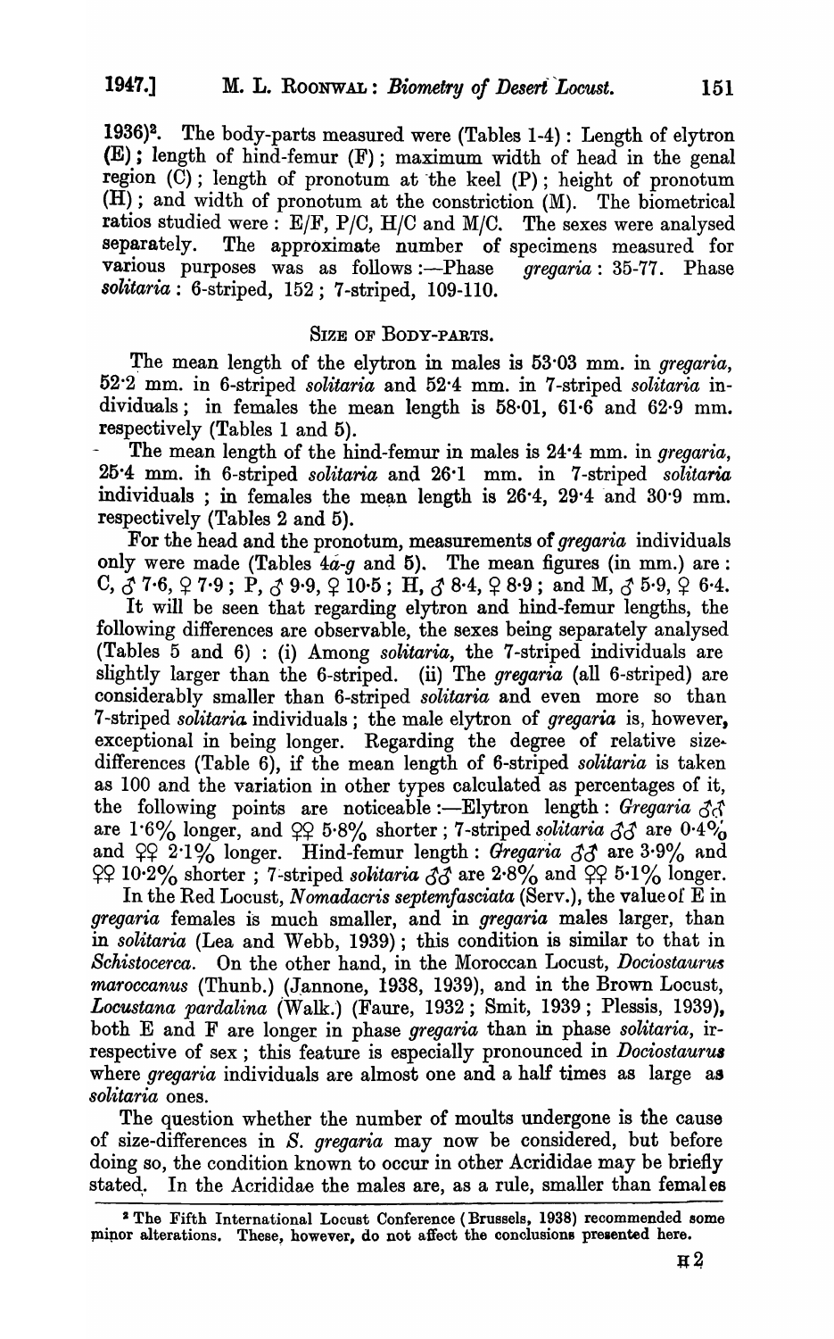1936)[2]. The body-parts measured were (Tables 1-4): Length of elytron (E); length of hind-femur (F); maximum width of head in the genal region (C); length of pronotum at the keel (P); height of pronotum (H); and width of pronotum at the constriction (M). The biometrical ratios studied were: E/F, P/C, H/C and M/C. The sexes were analysed separately. The approximate number of specimens measured for various purposes was as follows:—Phase *gregaria*: 35-77. Phase *solitaria*: 6-striped, 152; 7-striped, 109-110.

## SIZE OF BODY-PARTS.

The mean length of the elytron in males is 53·03 mm. in *gregaria*, 52·2 mm. in 6-striped *solitaria* and 52·4 mm. in 7-striped *solitaria* individuals; in females the mean length is 58·01, 61·6 and 62·9 mm. respectively (Tables 1 and 5).

The mean length of the hind-femur in males is 24·4 mm. in *gregaria*, 25·4 mm. in 6-striped *solitaria* and 26·1 mm. in 7-striped *solitaria* individuals; in females the mean length is 26·4, 29·4 and 30·9 mm. respectively (Tables 2 and 5).

For the head and the pronotum, measurements of *gregaria* individuals only were made (Tables 4*a-g* and 5). The mean figures (in mm.) are: C, ♂ 7·6, ♀ 7·9; P, ♂ 9·9, ♀ 10·5; H, ♂ 8·4, ♀ 8·9; and M, ♂ 5·9, ♀ 6·4.

It will be seen that regarding elytron and hind-femur lengths, the following differences are observable, the sexes being separately analysed (Tables 5 and 6): (i) Among *solitaria*, the 7-striped individuals are slightly larger than the 6-striped. (ii) The *gregaria* (all 6-striped) are considerably smaller than 6-striped *solitaria* and even more so than 7-striped *solitaria* individuals; the male elytron of *gregaria* is, however, exceptional in being longer. Regarding the degree of relative size-differences (Table 6), if the mean length of 6-striped *solitaria* is taken as 100 and the variation in other types calculated as percentages of it, the following points are noticeable:—Elytron length: *Gregaria* ♂♂ are 1·6% longer, and ♀♀ 5·8% shorter; 7-striped *solitaria* ♂♂ are 0·4% and ♀♀ 2·1% longer. Hind-femur length: *Gregaria* ♂♂ are 3·9% and ♀♀ 10·2% shorter; 7-striped *solitaria* ♂♂ are 2·8% and ♀♀ 5·1% longer.

In the Red Locust, *Nomadacris septemfasciata* (Serv.), the value of E in *gregaria* females is much smaller, and in *gregaria* males larger, than in *solitaria* (Lea and Webb, 1939); this condition is similar to that in *Schistocerca*. On the other hand, in the Moroccan Locust, *Dociostaurus maroccanus* (Thunb.) (Jannone, 1938, 1939), and in the Brown Locust, *Locustana pardalina* (Walk.) (Faure, 1932; Smit, 1939; Plessis, 1939), both E and F are longer in phase *gregaria* than in phase *solitaria*, irrespective of sex; this feature is especially pronounced in *Dociostaurus* where *gregaria* individuals are almost one and a half times as large as *solitaria* ones.

The question whether the number of moults undergone is the cause of size-differences in *S. gregaria* may now be considered, but before doing so, the condition known to occur in other Acrididae may be briefly stated. In the Acrididae the males are, as a rule, smaller than females

[2] The Fifth International Locust Conference (Brussels, 1938) recommended some minor alterations. These, however, do not affect the conclusions presented here.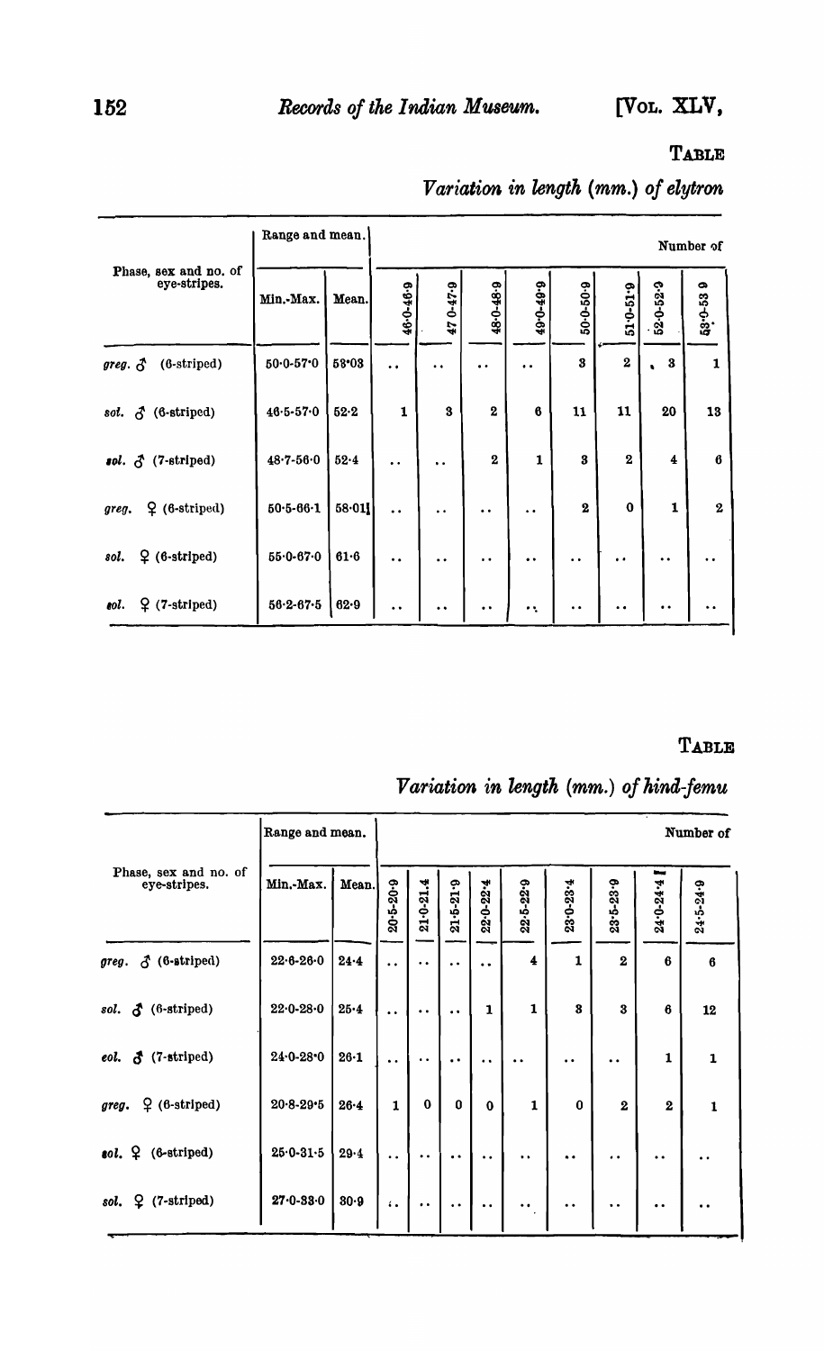**Table**

*Variation in length (mm.) of elytron*

| Phase, sex and no. of eye-stripes. | Range and mean. | | Number of | | | | | | | |
|---|---|---|---|---|---|---|---|---|---|---|
| | Min.-Max. | Mean. | 46·0-46·9 | 47·0-47·9 | 48·0-48·9 | 49·0-49·9 | 50·0-50·9 | 51·0-51·9 | 52·0-52·9 | 53·0-53·9 |
| *greg.* ♂ (6-striped) | 50·0-57·0 | 53·03 | .. | .. | .. | .. | 3 | 2 | 3 | 1 |
| *sol.* ♂ (6-striped) | 46·5-57·0 | 52·2 | 1 | 3 | 2 | 6 | 11 | 11 | 20 | 13 |
| *sol.* ♂ (7-striped) | 48·7-56·0 | 52·4 | .. | .. | 2 | 1 | 3 | 2 | 4 | 6 |
| *greg.* ♀ (6-striped) | 50·5-66·1 | 58·01 | .. | .. | .. | .. | 2 | 0 | 1 | 2 |
| *sol.* ♀ (6-striped) | 55·0-67·0 | 61·6 | .. | .. | .. | .. | .. | .. | .. | .. |
| *sol.* ♀ (7-striped) | 56·2-67·5 | 62·9 | .. | .. | .. | .. | .. | .. | .. | .. |

**Table**

*Variation in length (mm.) of hind-femu*

| Phase, sex and no. of eye-stripes. | Range and mean. | | Number of | | | | | | | | |
|---|---|---|---|---|---|---|---|---|---|---|---|
| | Min.-Max. | Mean. | 20·5-20·9 | 21·0-21.4 | 21·5-21·9 | 22·0-22·4 | 22·5-22·9 | 23·0-23·4 | 23·5-23·9 | 24·0-24·4 | 24·5-24·9 |
| *greg.* ♂ (6-striped) | 22·6-26·0 | 24·4 | .. | .. | .. | .. | 4 | 1 | 2 | 6 | 6 |
| *sol.* ♂ (6-striped) | 22·0-28·0 | 25·4 | .. | .. | .. | 1 | 1 | 3 | 3 | 6 | 12 |
| *sol.* ♂ (7-striped) | 24·0-28·0 | 26·1 | .. | .. | .. | .. | .. | .. | .. | 1 | 1 |
| *greg.* ♀ (6-striped) | 20·8-29·5 | 26·4 | 1 | 0 | 0 | 0 | 1 | 0 | 2 | 2 | 1 |
| *sol.* ♀ (6-striped) | 25·0-31·5 | 29·4 | .. | .. | .. | .. | .. | .. | .. | .. | .. |
| *sol.* ♀ (7-striped) | 27·0-33·0 | 30·9 | .. | .. | .. | .. | .. | .. | .. | .. | .. |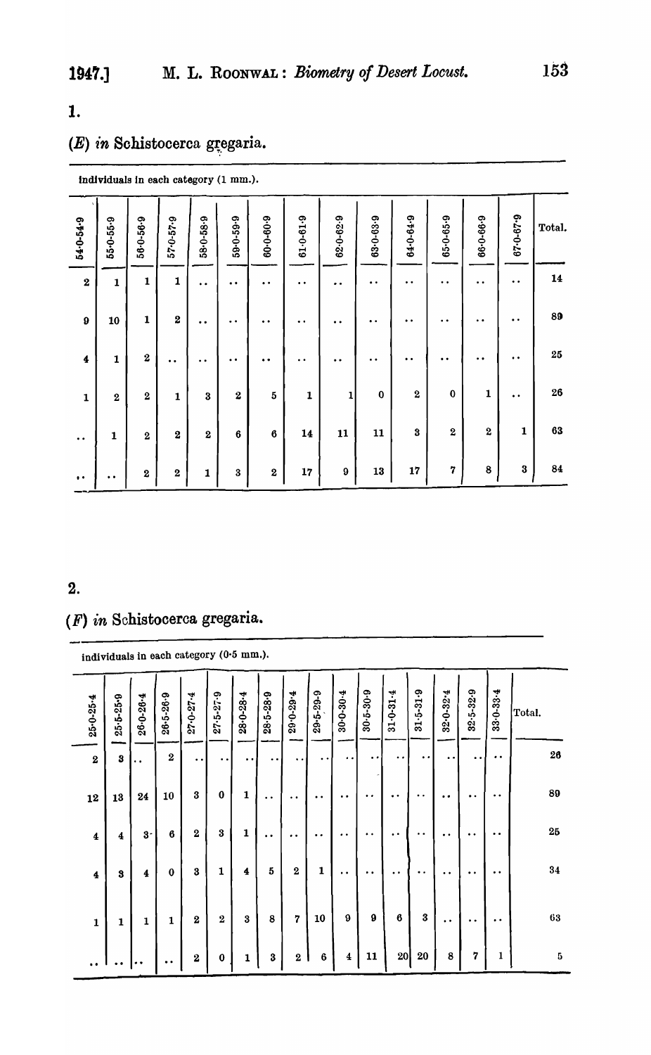1.

## (*E*) *in* Schistocerca gregaria.

| Individuals in each category (1 mm.). | | | | | | | | | | | | | | |
|---|---|---|---|---|---|---|---|---|---|---|---|---|---|---|
| 54·0-54·9 | 55·0-55·9 | 56·0-56·9 | 57·0-57·9 | 58·0-58·9 | 59·0-59·9 | 60·0-60·9 | 61·0-61·9 | 62·0-62·9 | 63·0-63·9 | 64·0-64·9 | 65·0-65·9 | 66·0-66·9 | 67·0-67·9 | Total. |
| 2 | 1 | 1 | 1 | .. | .. | .. | .. | .. | .. | .. | .. | .. | .. | 14 |
| 9 | 10 | 1 | 2 | .. | .. | .. | .. | .. | .. | .. | .. | .. | .. | 89 |
| 4 | 1 | 2 | .. | .. | .. | .. | .. | .. | .. | .. | .. | .. | .. | 25 |
| 1 | 2 | 2 | 1 | 3 | 2 | 5 | 1 | 1 | 0 | 2 | 0 | 1 | .. | 26 |
| .. | 1 | 2 | 2 | 2 | 6 | 6 | 14 | 11 | 11 | 3 | 2 | 2 | 1 | 63 |
| .. | .. | 2 | 2 | 1 | 3 | 2 | 17 | 9 | 13 | 17 | 7 | 8 | 3 | 84 |

2.

## (*F*) *in* Schistocerca gregaria.

| Individuals in each category (0·5 mm.). | | | | | | | | | | | | | | | | | |
|---|---|---|---|---|---|---|---|---|---|---|---|---|---|---|---|---|---|
| 25·0-25·4 | 25·5-25·9 | 26·0-26·4 | 26·5-26·9 | 27·0-27·4 | 27·5-27·9 | 28·0-28·4 | 28·5-28·9 | 29·0-29·4 | 29·5-29·9 | 30·0-30·4 | 30·5-30·9 | 31·0-31·4 | 31·5-31·9 | 32·0-32·4 | 32·5-32·9 | 33·0-33·4 | Total. |
| 2 | 3 | .. | 2 | .. | .. | .. | .. | .. | .. | .. | .. | .. | .. | .. | .. | .. | 26 |
| 12 | 13 | 24 | 10 | 3 | 0 | 1 | .. | .. | .. | .. | .. | .. | .. | .. | .. | .. | 89 |
| 4 | 4 | 3 | 6 | 2 | 3 | 1 | .. | .. | .. | .. | .. | .. | .. | .. | .. | .. | 25 |
| 4 | 3 | 4 | 0 | 3 | 1 | 4 | 5 | 2 | 1 | .. | .. | .. | .. | .. | .. | .. | 34 |
| 1 | 1 | 1 | 1 | 2 | 2 | 3 | 8 | 7 | 10 | 9 | 9 | 6 | 3 | .. | .. | .. | 63 |
| .. | .. | .. | .. | 2 | 0 | 1 | 3 | 2 | 6 | 4 | 11 | 20 | 20 | 8 | 7 | 1 | 5 |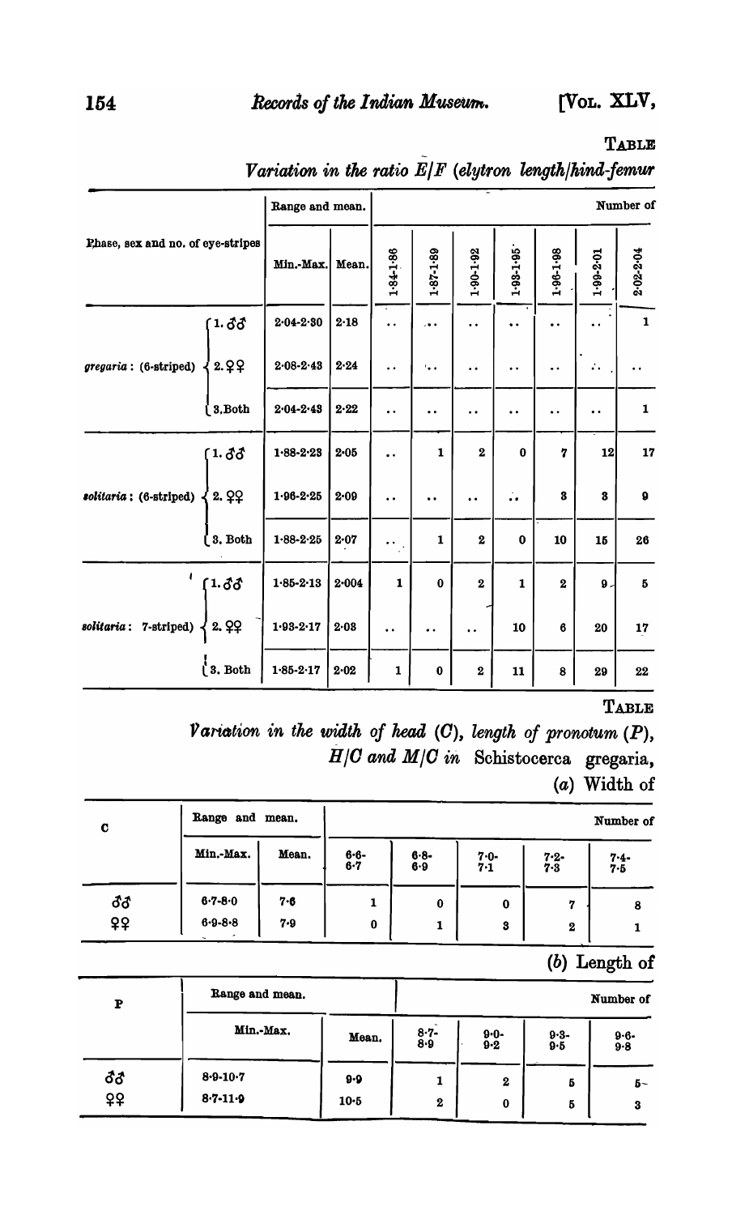TABLE

*Variation in the ratio E/F (elytron length/hind-femur*

| Phase, sex and no. of eye-stripes | | Range and mean. | | Number of | | | | | | |
|---|---|---|---|---|---|---|---|---|---|---|
| | | Min.-Max. | Mean. | 1·84-1·86 | 1·87-1·89 | 1·90-1·92 | 1·93-1·95 | 1·96-1·98 | 1·99-2·01 | 2·02-2·04 |
| *gregaria*: (6-striped) | 1. ♂♂ | 2·04-2·30 | 2·18 | .. | .. | .. | .. | .. | .. | 1 |
| | 2. ♀♀ | 2·08-2·43 | 2·24 | .. | .. | .. | .. | .. | .. | .. |
| | 3. Both | 2·04-2·43 | 2·22 | .. | .. | .. | .. | .. | .. | 1 |
| *solitaria*: (6-striped) | 1. ♂♂ | 1·88-2·23 | 2·05 | .. | 1 | 2 | 0 | 7 | 12 | 17 |
| | 2. ♀♀ | 1·96-2·25 | 2·09 | .. | .. | .. | .. | 3 | 3 | 9 |
| | 3. Both | 1·88-2·25 | 2·07 | .. | 1 | 2 | 0 | 10 | 15 | 26 |
| *solitaria*: 7-striped) | 1. ♂♂ | 1·85-2·13 | 2·004 | 1 | 0 | 2 | 1 | 2 | 9 | 5 |
| | 2. ♀♀ | 1·93-2·17 | 2·03 | .. | .. | .. | 10 | 6 | 20 | 17 |
| | 3. Both | 1·85-2·17 | 2·02 | 1 | 0 | 2 | 11 | 8 | 29 | 22 |

TABLE

*Variation in the width of head (C), length of pronotum (P), H/C and M/C in* Schistocerca gregaria,

(*a*) Width of

| C | Range and mean. | | Number of | | | | |
|---|---|---|---|---|---|---|---|
| | Min.-Max. | Mean. | 6·6-6·7 | 6·8-6·9 | 7·0-7·1 | 7·2-7·3 | 7·4-7·5 |
| ♂♂ | 6·7-8·0 | 7·6 | 1 | 0 | 0 | 7 | 8 |
| ♀♀ | 6·9-8·8 | 7·9 | 0 | 1 | 3 | 2 | 1 |

(*b*) Length of

| P | Range and mean. | | Number of | | | |
|---|---|---|---|---|---|---|
| | Min.-Max. | Mean. | 8·7-8·9 | 9·0-9·2 | 9·3-9·5 | 9·6-9·8 |
| ♂♂ | 8·9-10·7 | 9·9 | 1 | 2 | 5 | 5 |
| ♀♀ | 8·7-11·9 | 10·5 | 2 | 0 | 5 | 3 |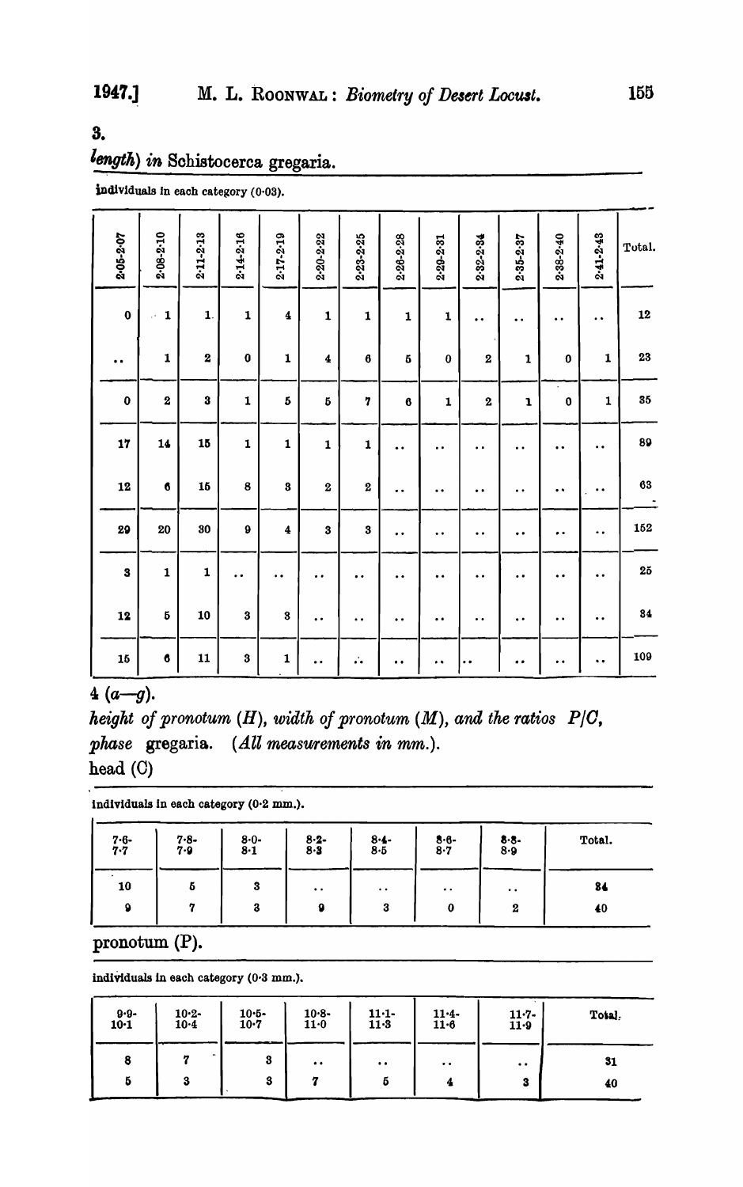3.

*length*) *in* Schistocerca gregaria.

individuals in each category (0·03).

| 2·05-2·07 | 2·08-2·10 | 2·11-2·13 | 2·14-2·16 | 2·17-2·19 | 2·20-2·22 | 2·23-2·25 | 2·26-2·28 | 2·29-2·31 | 2·32-2·34 | 2·35-2·37 | 2·38-2·40 | 2·41-2·43 | Total. |
|---|---|---|---|---|---|---|---|---|---|---|---|---|---|
| 0 | 1 | 1 | 1 | 4 | 1 | 1 | 1 | 1 | .. | .. | .. | .. | 12 |
| .. | 1 | 2 | 0 | 1 | 4 | 6 | 5 | 0 | 2 | 1 | 0 | 1 | 23 |
| 0 | 2 | 3 | 1 | 5 | 5 | 7 | 6 | 1 | 2 | 1 | 0 | 1 | 35 |
| 17 | 14 | 15 | 1 | 1 | 1 | 1 | .. | .. | .. | .. | .. | .. | 89 |
| 12 | 6 | 15 | 8 | 3 | 2 | 2 | .. | .. | .. | .. | .. | .. | 63 |
| 29 | 20 | 30 | 9 | 4 | 3 | 3 | .. | .. | .. | .. | .. | .. | 152 |
| 3 | 1 | 1 | .. | .. | .. | .. | .. | .. | .. | .. | .. | .. | 25 |
| 12 | 5 | 10 | 3 | 3 | .. | .. | .. | .. | .. | .. | .. | .. | 84 |
| 15 | 6 | 11 | 3 | 1 | .. | .. | .. | .. | .. | .. | .. | .. | 109 |

4 (*a*—*g*).

*height of pronotum (H), width of pronotum (M), and the ratios P/C, phase* gregaria. (*All measurements in mm.*).

head (C)

individuals in each category (0·2 mm.).

| 7·6-7·7 | 7·8-7·9 | 8·0-8·1 | 8·2-8·3 | 8·4-8·5 | 8·6-8·7 | 8·8-8·9 | Total. |
|---|---|---|---|---|---|---|---|
| 10 | 5 | 3 | .. | .. | .. | .. | 84 |
| 9 | 7 | 3 | 9 | 3 | 0 | 2 | 40 |

pronotum (P).

individuals in each category (0·3 mm.).

| 9·9-10·1 | 10·2-10·4 | 10·5-10·7 | 10·8-11·0 | 11·1-11·3 | 11·4-11·6 | 11·7-11·9 | Total. |
|---|---|---|---|---|---|---|---|
| 8 | 7 | 3 | .. | .. | .. | .. | 31 |
| 5 | 3 | 3 | 7 | 5 | 4 | 3 | 40 |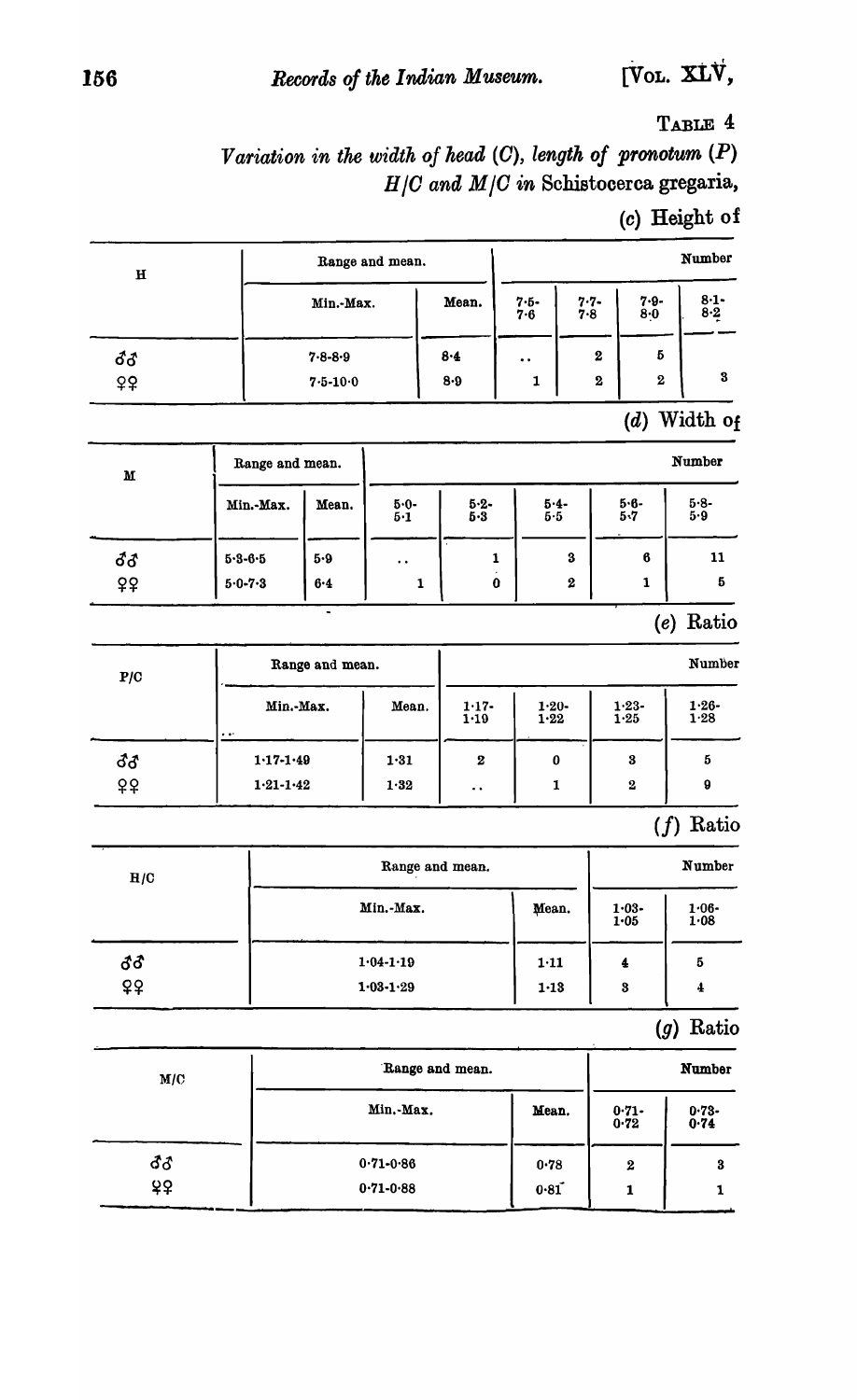TABLE 4

*Variation in the width of head (C), length of pronotum (P) H/C and M/C in* Schistocerca gregaria,

(c) Height of

| H | Range and mean. | | Number | | | |
|---|---|---|---|---|---|---|
| | Min.-Max. | Mean. | 7·5-7·6 | 7·7-7·8 | 7·9-8·0 | 8·1-8·2 |
| ♂♂ | 7·8-8·9 | 8·4 | .. | 2 | 5 | |
| ♀♀ | 7·5-10·0 | 8·9 | 1 | 2 | 2 | 3 |

(d) Width of

| M | Range and mean. | | Number | | | | |
|---|---|---|---|---|---|---|---|
| | Min.-Max. | Mean. | 5·0-5·1 | 5·2-5·3 | 5·4-5·5 | 5·6-5·7 | 5·8-5·9 |
| ♂♂ | 5·3-6·5 | 5·9 | .. | 1 | 3 | 6 | 11 |
| ♀♀ | 5·0-7·3 | 6·4 | 1 | 0 | 2 | 1 | 5 |

(e) Ratio

| P/C | Range and mean. | | Number | | | |
|---|---|---|---|---|---|---|
| | Min.-Max. | Mean. | 1·17-1·19 | 1·20-1·22 | 1·23-1·25 | 1·26-1·28 |
| ♂♂ | 1·17-1·49 | 1·31 | 2 | 0 | 3 | 5 |
| ♀♀ | 1·21-1·42 | 1·32 | .. | 1 | 2 | 9 |

(f) Ratio

| H/C | Range and mean. | | Number | |
|---|---|---|---|---|
| | Min.-Max. | Mean. | 1·03-1·05 | 1·06-1·08 |
| ♂♂ | 1·04-1·19 | 1·11 | 4 | 5 |
| ♀♀ | 1·03-1·29 | 1·13 | 3 | 4 |

(g) Ratio

| M/C | Range and mean. | | Number | |
|---|---|---|---|---|
| | Min.-Max. | Mean. | 0·71-0·72 | 0·73-0·74 |
| ♂♂ | 0·71-0·86 | 0·78 | 2 | 3 |
| ♀♀ | 0·71-0·88 | 0·81 | 1 | 1 |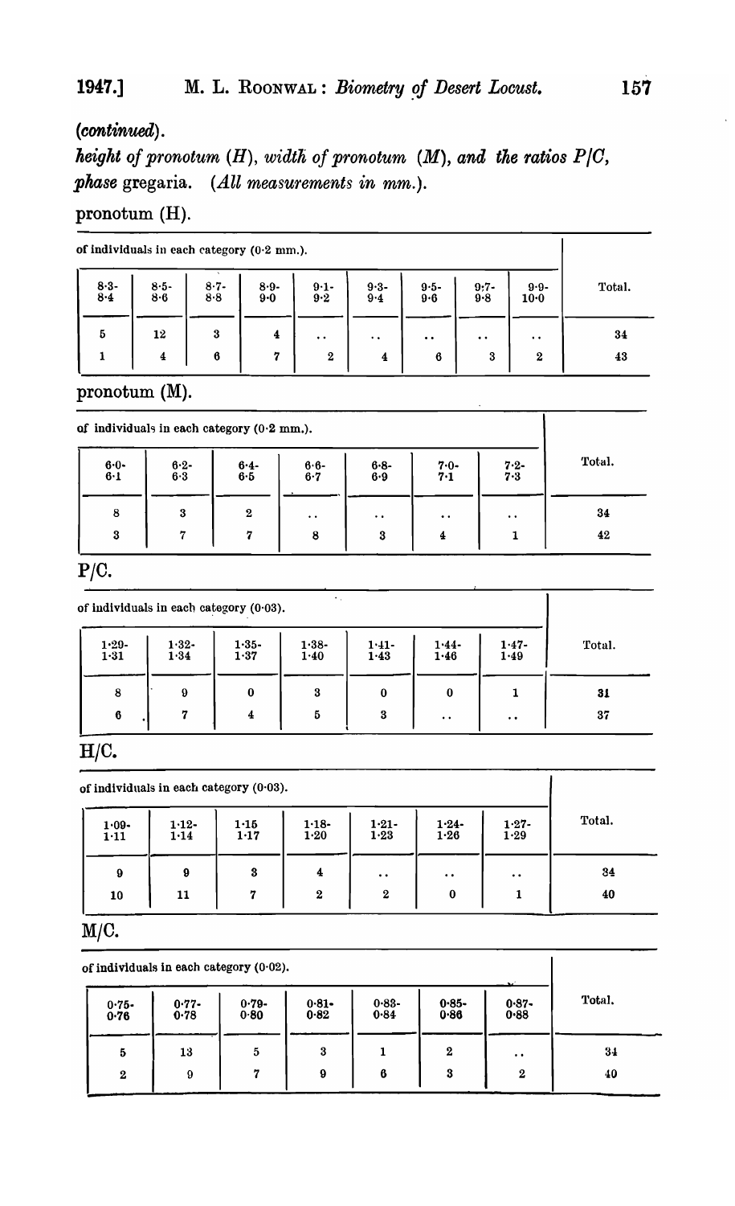*(continued).*

*height of pronotum (H), width of pronotum (M), and the ratios P/C, phase* gregaria. *(All measurements in mm.).*

pronotum (H).

| of individuals in each category (0·2 mm.). | | | | | | | | | |
|---|---|---|---|---|---|---|---|---|---|
| 8·3-8·4 | 8·5-8·6 | 8·7-8·8 | 8·9-9·0 | 9·1-9·2 | 9·3-9·4 | 9·5-9·6 | 9·7-9·8 | 9·9-10·0 | Total. |
| 5 | 12 | 3 | 4 | .. | .. | .. | .. | .. | 34 |
| 1 | 4 | 6 | 7 | 2 | 4 | 6 | 3 | 2 | 43 |

pronotum (M).

| of individuals in each category (0·2 mm.). | | | | | | | |
|---|---|---|---|---|---|---|---|
| 6·0-6·1 | 6·2-6·3 | 6·4-6·5 | 6·6-6·7 | 6·8-6·9 | 7·0-7·1 | 7·2-7·3 | Total. |
| 8 | 3 | 2 | .. | .. | .. | .. | 34 |
| 3 | 7 | 7 | 8 | 3 | 4 | 1 | 42 |

P/C.

| of individuals in each category (0·03). | | | | | | | |
|---|---|---|---|---|---|---|---|
| 1·29-1·31 | 1·32-1·34 | 1·35-1·37 | 1·38-1·40 | 1·41-1·43 | 1·44-1·46 | 1·47-1·49 | Total. |
| 8 | 9 | 0 | 3 | 0 | 0 | 1 | 31 |
| 6 | 7 | 4 | 5 | 3 | .. | .. | 37 |

H/C.

| of individuals in each category (0·03). | | | | | | | |
|---|---|---|---|---|---|---|---|
| 1·09-1·11 | 1·12-1·14 | 1·15 1·17 | 1·18-1·20 | 1·21-1·23 | 1·24-1·26 | 1·27-1·29 | Total. |
| 9 | 9 | 3 | 4 | .. | .. | .. | 34 |
| 10 | 11 | 7 | 2 | 2 | 0 | 1 | 40 |

M/C.

| of individuals in each category (0·02). | | | | | | | |
|---|---|---|---|---|---|---|---|
| 0·75-0·76 | 0·77-0·78 | 0·79-0·80 | 0·81-0·82 | 0·83-0·84 | 0·85-0·86 | 0·87-0·88 | Total. |
| 5 | 13 | 5 | 3 | 1 | 2 | .. | 34 |
| 2 | 9 | 7 | 9 | 6 | 3 | 2 | 40 |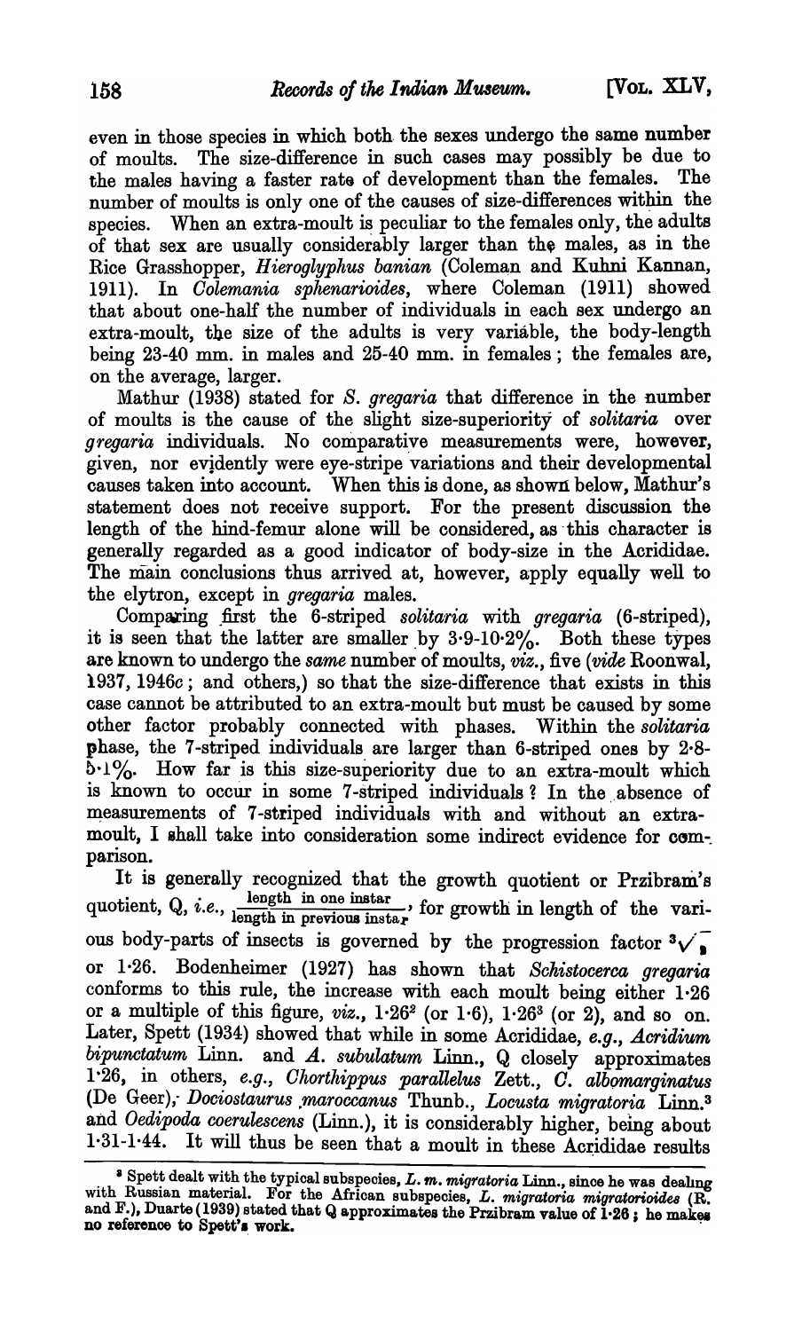even in those species in which both the sexes undergo the same number of moults. The size-difference in such cases may possibly be due to the males having a faster rate of development than the females. The number of moults is only one of the causes of size-differences within the species. When an extra-moult is peculiar to the females only, the adults of that sex are usually considerably larger than the males, as in the Rice Grasshopper, *Hieroglyphus banian* (Coleman and Kuhni Kannan, 1911). In *Colemania sphenarioides*, where Coleman (1911) showed that about one-half the number of individuals in each sex undergo an extra-moult, the size of the adults is very variable, the body-length being 23-40 mm. in males and 25-40 mm. in females; the females are, on the average, larger.

Mathur (1938) stated for *S. gregaria* that difference in the number of moults is the cause of the slight size-superiority of *solitaria* over *gregaria* individuals. No comparative measurements were, however, given, nor evidently were eye-stripe variations and their developmental causes taken into account. When this is done, as shown below, Mathur's statement does not receive support. For the present discussion the length of the hind-femur alone will be considered, as this character is generally regarded as a good indicator of body-size in the Acrididae. The main conclusions thus arrived at, however, apply equally well to the elytron, except in *gregaria* males.

Comparing first the 6-striped *solitaria* with *gregaria* (6-striped), it is seen that the latter are smaller by 3·9-10·2%. Both these types are known to undergo the *same* number of moults, *viz.*, five (*vide* Roonwal, 1937, 1946c; and others,) so that the size-difference that exists in this case cannot be attributed to an extra-moult but must be caused by some other factor probably connected with phases. Within the *solitaria* phase, the 7-striped individuals are larger than 6-striped ones by 2·8-5·1%. How far is this size-superiority due to an extra-moult which is known to occur in some 7-striped individuals? In the absence of measurements of 7-striped individuals with and without an extra-moult, I shall take into consideration some indirect evidence for comparison.

It is generally recognized that the growth quotient or Przibram's quotient, Q, *i.e.*, $\frac{\text{length in one instar}}{\text{length in previous instar}}$, for growth in length of the various body-parts of insects is governed by the progression factor $\sqrt[3]{2}$ or 1·26. Bodenheimer (1927) has shown that *Schistocerca gregaria* conforms to this rule, the increase with each moult being either 1·26 or a multiple of this figure, *viz.*, $1{\cdot}26^2$ (or 1·6), $1{\cdot}26^3$ (or 2), and so on. Later, Spett (1934) showed that while in some Acrididae, *e.g.*, *Acridium bipunctatum* Linn. and *A. subulatum* Linn., Q closely approximates 1·26, in others, *e.g.*, *Chorthippus parallelus* Zett., *C. albomarginatus* (De Geer), *Dociostaurus maroccanus* Thunb., *Locusta migratoria* Linn.[3] and *Oedipoda coerulescens* (Linn.), it is considerably higher, being about 1·31-1·44. It will thus be seen that a moult in these Acrididae results

---

[3] Spett dealt with the typical subspecies, *L. m. migratoria* Linn., since he was dealing with Russian material. For the African subspecies, *L. migratoria migratorioides* (R. and F.), Duarte (1939) stated that Q approximates the Przibram value of 1·26; he makes no reference to Spett's work.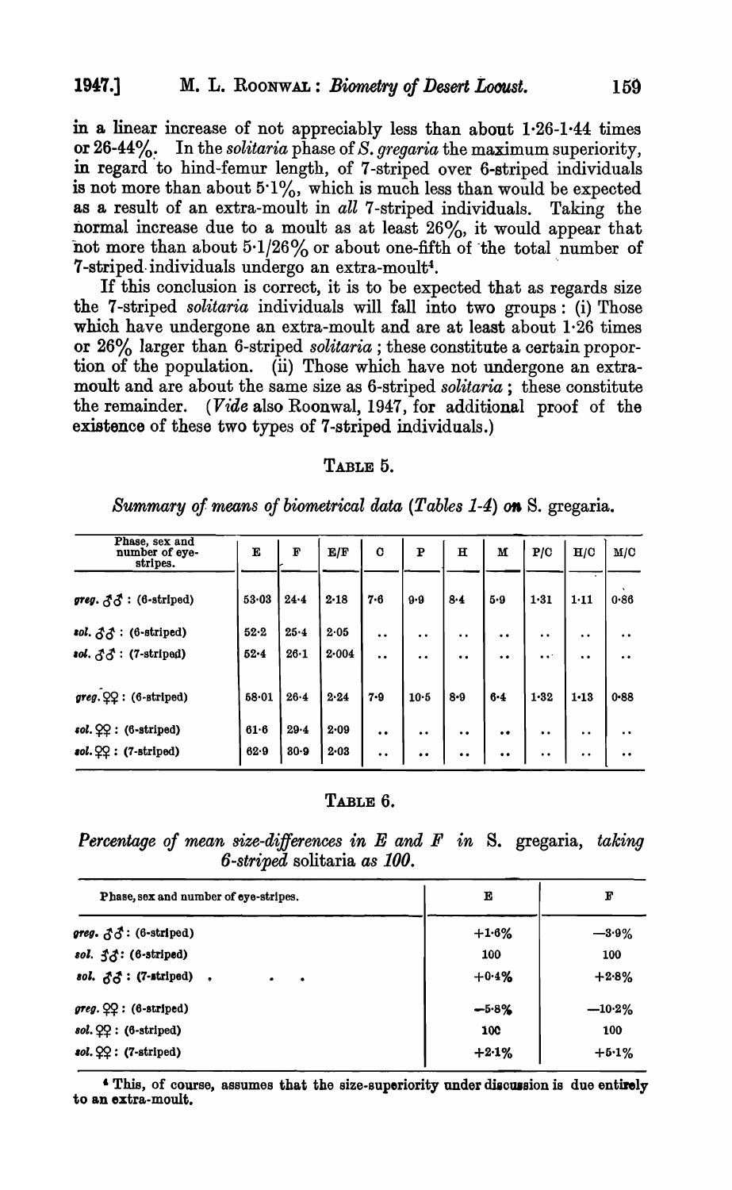in a linear increase of not appreciably less than about 1·26-1·44 times or 26-44%. In the *solitaria* phase of *S. gregaria* the maximum superiority, in regard to hind-femur length, of 7-striped over 6-striped individuals is not more than about 5·1%, which is much less than would be expected as a result of an extra-moult in *all* 7-striped individuals. Taking the normal increase due to a moult as at least 26%, it would appear that not more than about 5·1/26% or about one-fifth of the total number of 7-striped individuals undergo an extra-moult[4].

If this conclusion is correct, it is to be expected that as regards size the 7-striped *solitaria* individuals will fall into two groups: (i) Those which have undergone an extra-moult and are at least about 1·26 times or 26% larger than 6-striped *solitaria*; these constitute a certain proportion of the population. (ii) Those which have not undergone an extra-moult and are about the same size as 6-striped *solitaria*; these constitute the remainder. (*Vide* also Roonwal, 1947, for additional proof of the existence of these two types of 7-striped individuals.)

TABLE 5.

*Summary of means of biometrical data (Tables 1-4) on* S. gregaria.

| Phase, sex and number of eye-stripes. | E | F | E/F | C | P | H | M | P/C | H/C | M/C |
|---|---|---|---|---|---|---|---|---|---|---|
| *greg.* ♂♂ : (6-striped) | 53·03 | 24·4 | 2·18 | 7·6 | 9·9 | 8·4 | 5·9 | 1·31 | 1·11 | 0·86 |
| *sol.* ♂♂ : (6-striped) | 52·2 | 25·4 | 2·05 | .. | .. | .. | .. | .. | .. | .. |
| *sol.* ♂♂ : (7-striped) | 52·4 | 26·1 | 2·004 | .. | .. | .. | .. | .. | .. | .. |
| *greg.* ♀♀ : (6-striped) | 58·01 | 26·4 | 2·24 | 7·9 | 10·5 | 8·9 | 6·4 | 1·32 | 1·13 | 0·88 |
| *sol.* ♀♀ : (6-striped) | 61·6 | 29·4 | 2·09 | .. | .. | .. | .. | .. | .. | .. |
| *sol.* ♀♀ : (7-striped) | 62·9 | 30·9 | 2·03 | .. | .. | .. | .. | .. | .. | .. |

TABLE 6.

*Percentage of mean size-differences in E and F in* S. gregaria, *taking 6-striped* solitaria *as 100.*

| Phase, sex and number of eye-stripes. | E | F |
|---|---|---|
| *greg.* ♂♂ : (6-striped) | +1·6% | −3·9% |
| *sol.* ♂♂ : (6-striped) | 100 | 100 |
| *sol.* ♂♂ : (7-striped) | +0·4% | +2·8% |
| *greg.* ♀♀ : (6-striped) | −5·8% | −10·2% |
| *sol.* ♀♀ : (6-striped) | 100 | 100 |
| *sol.* ♀♀ : (7-striped) | +2·1% | +5·1% |

[4] This, of course, assumes that the size-superiority under discussion is due entirely to an extra-moult.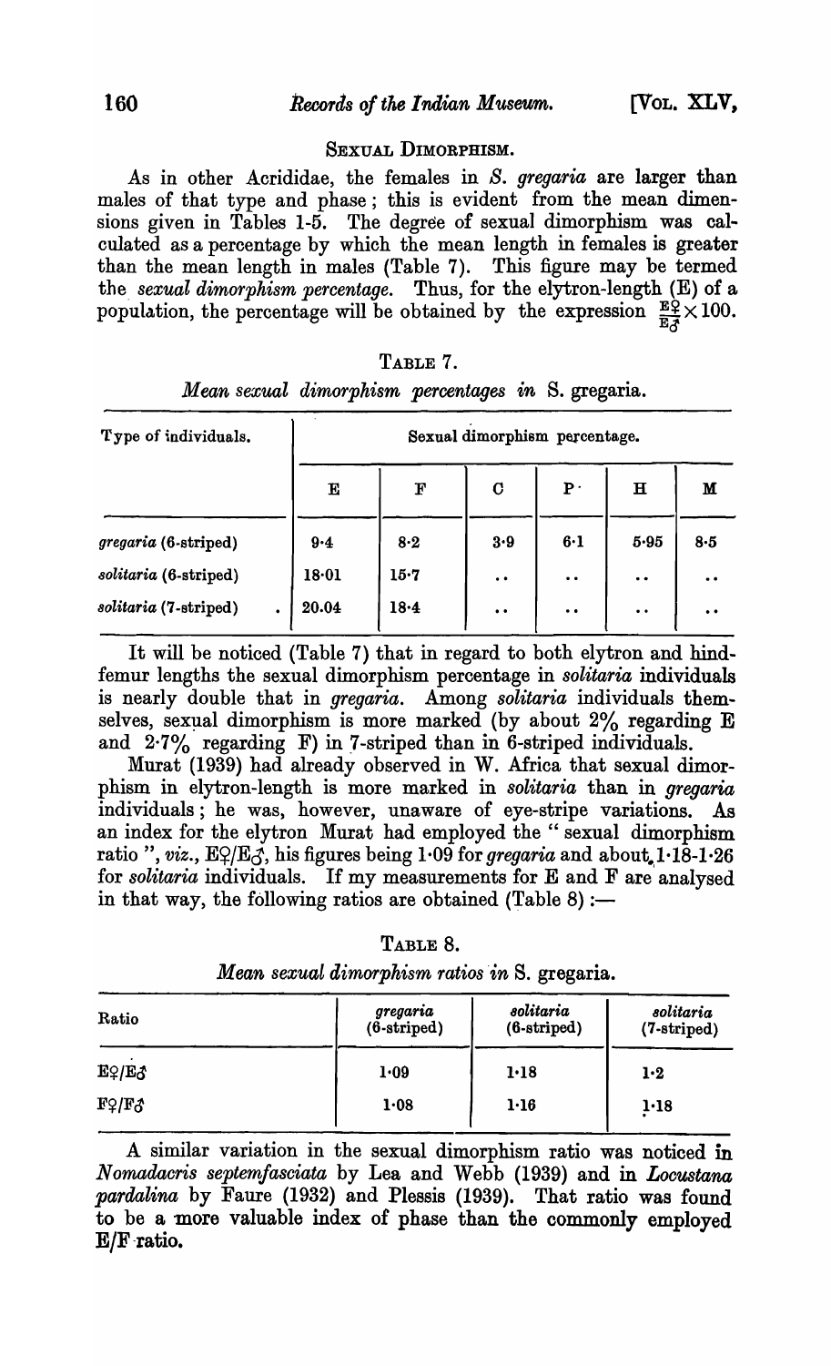## SEXUAL DIMORPHISM.

As in other Acrididae, the females in *S. gregaria* are larger than males of that type and phase; this is evident from the mean dimensions given in Tables 1-5. The degree of sexual dimorphism was calculated as a percentage by which the mean length in females is greater than the mean length in males (Table 7). This figure may be termed the *sexual dimorphism percentage*. Thus, for the elytron-length (E) of a population, the percentage will be obtained by the expression $\frac{E♀}{E♂} \times 100$.

TABLE 7.

*Mean sexual dimorphism percentages in* S. gregaria.

| Type of individuals. | Sexual dimorphism percentage. | | | | | |
|---|---|---|---|---|---|---|
| | E | F | C | P | H | M |
| *gregaria* (6-striped) | 9·4 | 8·2 | 3·9 | 6·1 | 5·95 | 8·5 |
| *solitaria* (6-striped) | 18·01 | 15·7 | .. | .. | .. | .. |
| *solitaria* (7-striped) | 20.04 | 18·4 | .. | .. | .. | .. |

It will be noticed (Table 7) that in regard to both elytron and hind-femur lengths the sexual dimorphism percentage in *solitaria* individuals is nearly double that in *gregaria*. Among *solitaria* individuals themselves, sexual dimorphism is more marked (by about 2% regarding E and 2·7% regarding F) in 7-striped than in 6-striped individuals.

Murat (1939) had already observed in W. Africa that sexual dimorphism in elytron-length is more marked in *solitaria* than in *gregaria* individuals; he was, however, unaware of eye-stripe variations. As an index for the elytron Murat had employed the "sexual dimorphism ratio", *viz.*, E♀/E♂, his figures being 1·09 for *gregaria* and about 1·18-1·26 for *solitaria* individuals. If my measurements for E and F are analysed in that way, the following ratios are obtained (Table 8):—

TABLE 8.

*Mean sexual dimorphism ratios in* S. gregaria.

| Ratio | *gregaria* (6-striped) | *solitaria* (6-striped) | *solitaria* (7-striped) |
|---|---|---|---|
| E♀/E♂ | 1·09 | 1·18 | 1·2 |
| F♀/F♂ | 1·08 | 1·16 | 1·18 |

A similar variation in the sexual dimorphism ratio was noticed in *Nomadacris septemfasciata* by Lea and Webb (1939) and in *Locustana pardalina* by Faure (1932) and Plessis (1939). That ratio was found to be a more valuable index of phase than the commonly employed E/F ratio.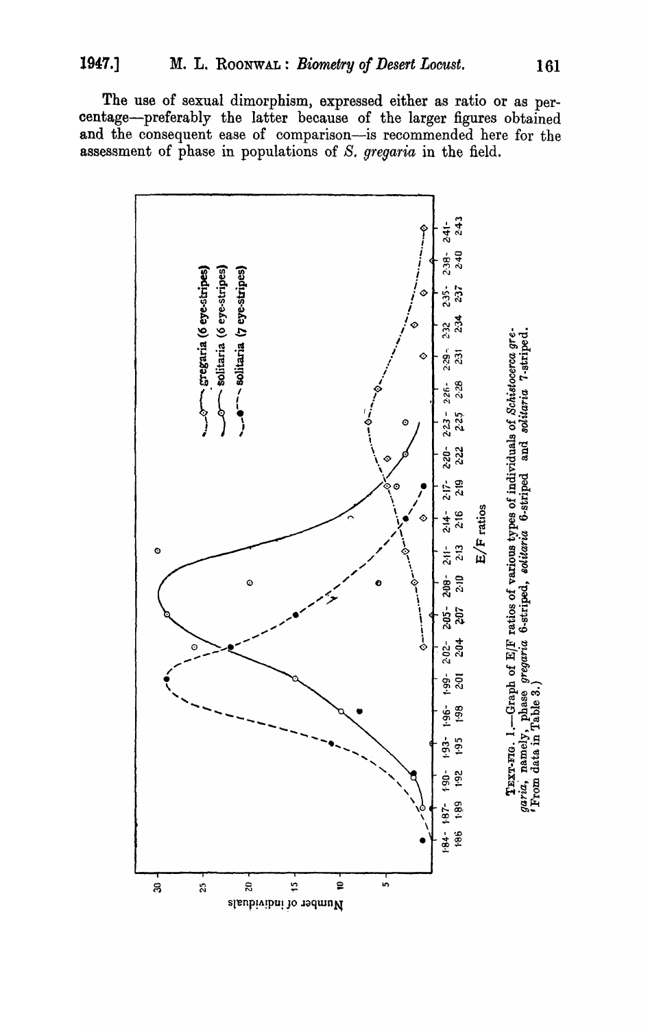The use of sexual dimorphism, expressed either as ratio or as percentage—preferably the latter because of the larger figures obtained and the consequent ease of comparison—is recommended here for the assessment of phase in populations of *S. gregaria* in the field.

TEXT-FIG. 1.—Graph of E/F ratios of various types of individuals of *Schistocerca gregaria*, namely, phase *gregaria* 6-striped, *solitaria* 6-striped and *solitaria* 7-striped. (From data in Table 3.)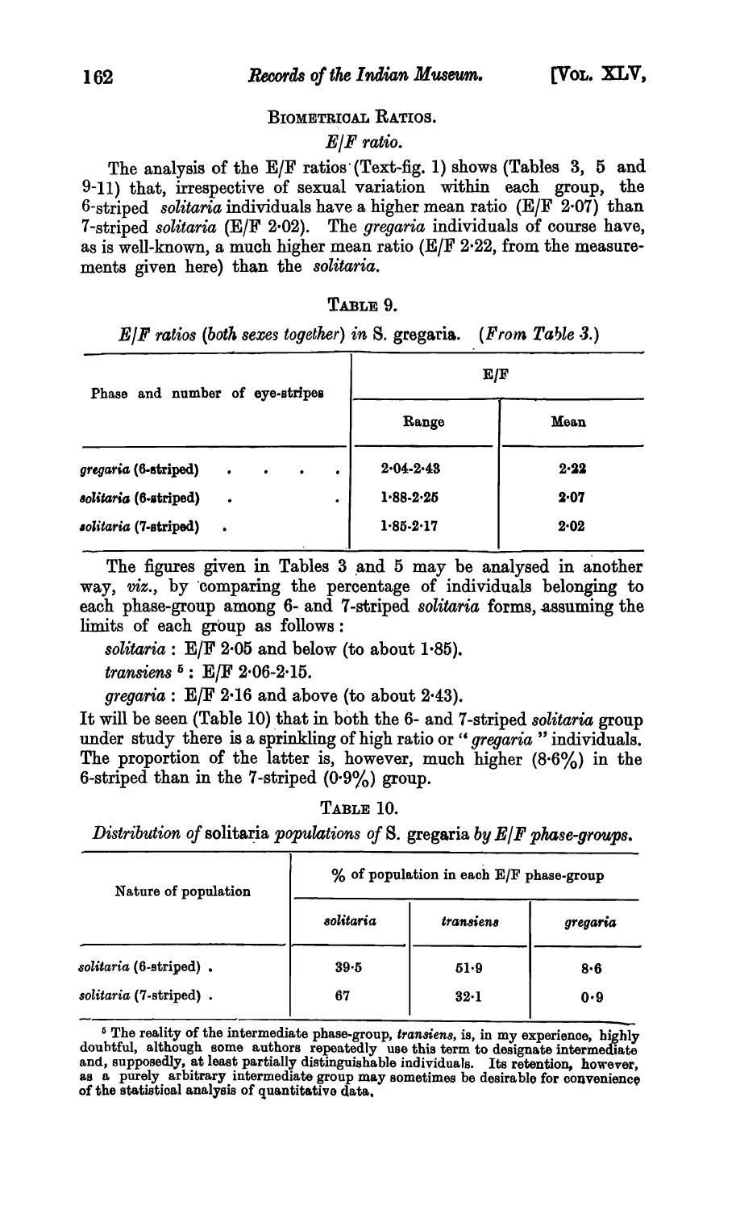## BIOMETRICAL RATIOS.

### *E/F ratio.*

The analysis of the E/F ratios (Text-fig. 1) shows (Tables 3, 5 and 9-11) that, irrespective of sexual variation within each group, the 6-striped *solitaria* individuals have a higher mean ratio (E/F 2·07) than 7-striped *solitaria* (E/F 2·02). The *gregaria* individuals of course have, as is well-known, a much higher mean ratio (E/F 2·22, from the measurements given here) than the *solitaria*.

TABLE 9.

*E/F ratios (both sexes together) in* S. gregaria. (*From Table 3.*)

| Phase and number of eye-stripes | E/F | |
|---|---|---|
| | Range | Mean |
| *gregaria* (6-striped) | 2·04-2·43 | 2·22 |
| *solitaria* (6-striped) | 1·88-2·25 | 2·07 |
| *solitaria* (7-striped) | 1·85-2·17 | 2·02 |

The figures given in Tables 3 and 5 may be analysed in another way, *viz.*, by comparing the percentage of individuals belonging to each phase-group among 6- and 7-striped *solitaria* forms, assuming the limits of each group as follows:

*solitaria* : E/F 2·05 and below (to about 1·85).

*transiens* [5] : E/F 2·06-2·15.

*gregaria* : E/F 2·16 and above (to about 2·43).

It will be seen (Table 10) that in both the 6- and 7-striped *solitaria* group under study there is a sprinkling of high ratio or "*gregaria*" individuals. The proportion of the latter is, however, much higher (8·6%) in the 6-striped than in the 7-striped (0·9%) group.

TABLE 10.

*Distribution of* solitaria *populations of* S. gregaria *by E/F phase-groups.*

| Nature of population | % of population in each E/F phase-group | | |
|---|---|---|---|
| | *solitaria* | *transiens* | *gregaria* |
| *solitaria* (6-striped) | 39·5 | 51·9 | 8·6 |
| *solitaria* (7-striped) | 67 | 32·1 | 0·9 |

[5] The reality of the intermediate phase-group, *transiens*, is, in my experience, highly doubtful, although some authors repeatedly use this term to designate intermediate and, supposedly, at least partially distinguishable individuals. Its retention, however, as a purely arbitrary intermediate group may sometimes be desirable for convenience of the statistical analysis of quantitative data.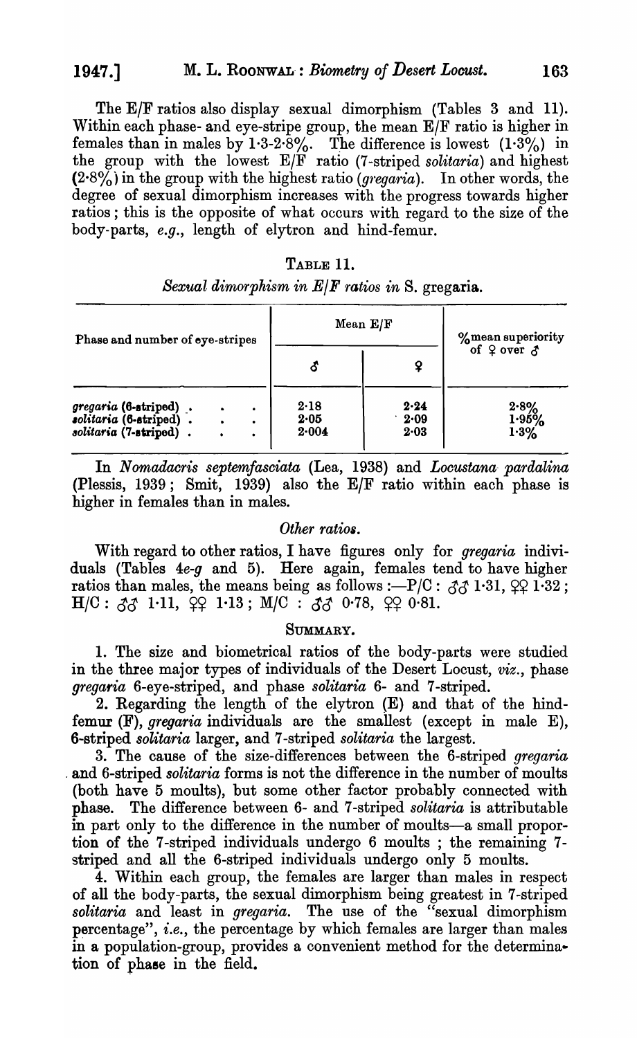The E/F ratios also display sexual dimorphism (Tables 3 and 11). Within each phase- and eye-stripe group, the mean E/F ratio is higher in females than in males by 1·3-2·8%. The difference is lowest (1·3%) in the group with the lowest E/F ratio (7-striped *solitaria*) and highest (2·8%) in the group with the highest ratio (*gregaria*). In other words, the degree of sexual dimorphism increases with the progress towards higher ratios; this is the opposite of what occurs with regard to the size of the body-parts, *e.g.*, length of elytron and hind-femur.

TABLE 11.

*Sexual dimorphism in E/F ratios in* S. gregaria.

| Phase and number of eye-stripes | Mean E/F | | % mean superiority of ♀ over ♂ |
|---|---|---|---|
| | ♂ | ♀ | |
| *gregaria* (6-striped) | 2·18 | 2·24 | 2·8% |
| *solitaria* (6-striped) | 2·05 | 2·09 | 1·95% |
| *solitaria* (7-striped) | 2·004 | 2·03 | 1·3% |

In *Nomadacris septemfasciata* (Lea, 1938) and *Locustana pardalina* (Plessis, 1939; Smit, 1939) also the E/F ratio within each phase is higher in females than in males.

### *Other ratios.*

With regard to other ratios, I have figures only for *gregaria* individuals (Tables 4*e-g* and 5). Here again, females tend to have higher ratios than males, the means being as follows :—P/C : ♂♂ 1·31, ♀♀ 1·32; H/C : ♂♂ 1·11, ♀♀ 1·13; M/C : ♂♂ 0·78, ♀♀ 0·81.

## SUMMARY.

1. The size and biometrical ratios of the body-parts were studied in the three major types of individuals of the Desert Locust, *viz.*, phase *gregaria* 6-eye-striped, and phase *solitaria* 6- and 7-striped.

2. Regarding the length of the elytron (E) and that of the hind-femur (F), *gregaria* individuals are the smallest (except in male E), 6-striped *solitaria* larger, and 7-striped *solitaria* the largest.

3. The cause of the size-differences between the 6-striped *gregaria* and 6-striped *solitaria* forms is not the difference in the number of moults (both have 5 moults), but some other factor probably connected with phase. The difference between 6- and 7-striped *solitaria* is attributable in part only to the difference in the number of moults—a small proportion of the 7-striped individuals undergo 6 moults; the remaining 7-striped and all the 6-striped individuals undergo only 5 moults.

4. Within each group, the females are larger than males in respect of all the body-parts, the sexual dimorphism being greatest in 7-striped *solitaria* and least in *gregaria*. The use of the "sexual dimorphism percentage", *i.e.*, the percentage by which females are larger than males in a population-group, provides a convenient method for the determination of phase in the field.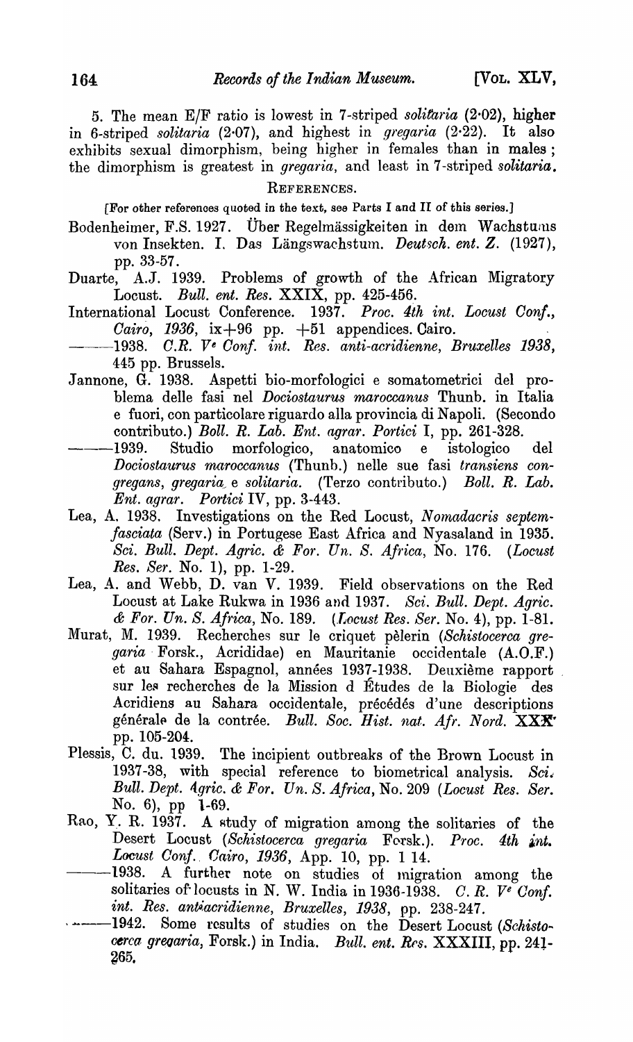5. The mean E/F ratio is lowest in 7-striped *solitaria* (2·02), higher in 6-striped *solitaria* (2·07), and highest in *gregaria* (2·22). It also exhibits sexual dimorphism, being higher in females than in males; the dimorphism is greatest in *gregaria*, and least in 7-striped *solitaria*.

## REFERENCES.

[For other references quoted in the text, see Parts I and II of this series.]

Bodenheimer, F.S. 1927. Über Regelmässigkeiten in dem Wachstums von Insekten. I. Das Längswachstum. *Deutsch. ent. Z.* (1927), pp. 33-57.

Duarte, A.J. 1939. Problems of growth of the African Migratory Locust. *Bull. ent. Res.* XXIX, pp. 425-456.

International Locust Conference. 1937. *Proc. 4th int. Locust Conf., Cairo, 1936*, ix+96 pp. +51 appendices. Cairo.

———1938. *C.R. Ve Conf. int. Res. anti-acridienne, Bruxelles 1938*, 445 pp. Brussels.

Jannone, G. 1938. Aspetti bio-morfologici e somatometrici del problema delle fasi nel *Dociostaurus maroccanus* Thunb. in Italia e fuori, con particolare riguardo alla provincia di Napoli. (Secondo contributo.) *Boll. R. Lab. Ent. agrar. Portici* I, pp. 261-328.

———1939. Studio morfologico, anatomico e istologico del *Dociostaurus maroccanus* (Thunb.) nelle sue fasi *transiens congregans*, *gregaria* e *solitaria*. (Terzo contributo.) *Boll. R. Lab. Ent. agrar. Portici* IV, pp. 3-443.

Lea, A. 1938. Investigations on the Red Locust, *Nomadacris septemfasciata* (Serv.) in Portugese East Africa and Nyasaland in 1935. *Sci. Bull. Dept. Agric. & For. Un. S. Africa*, No. 176. (*Locust Res. Ser.* No. 1), pp. 1-29.

Lea, A. and Webb, D. van V. 1939. Field observations on the Red Locust at Lake Rukwa in 1936 and 1937. *Sci. Bull. Dept. Agric. & For. Un. S. Africa*, No. 189. (*Locust Res. Ser.* No. 4), pp. 1-81.

Murat, M. 1939. Recherches sur le criquet pèlerin (*Schistocerca gregaria* Forsk., Acrididae) en Mauritanie occidentale (A.O.F.) et au Sahara Espagnol, années 1937-1938. Deuxième rapport sur les recherches de la Mission d Études de la Biologie des Acridiens au Sahara occidentale, précédés d'une descriptions générale de la contrée. *Bull. Soc. Hist. nat. Afr. Nord.* XXX pp. 105-204.

Plessis, C. du. 1939. The incipient outbreaks of the Brown Locust in 1937-38, with special reference to biometrical analysis. *Sci. Bull. Dept. Agric. & For. Un. S. Africa*, No. 209 (*Locust Res. Ser.* No. 6), pp 1-69.

Rao, Y. R. 1937. A study of migration among the solitaries of the Desert Locust (*Schistocerca gregaria* Forsk.). *Proc. 4th int. Locust Conf. Cairo, 1936*, App. 10, pp. 1 14.

———1938. A further note on studies of migration among the solitaries of locusts in N. W. India in 1936-1938. *C. R. Ve Conf. int. Res. antiacridienne, Bruxelles, 1938*, pp. 238-247.

———1942. Some results of studies on the Desert Locust (*Schistocerca gregaria*, Forsk.) in India. *Bull. ent. Res.* XXXIII, pp. 241-265.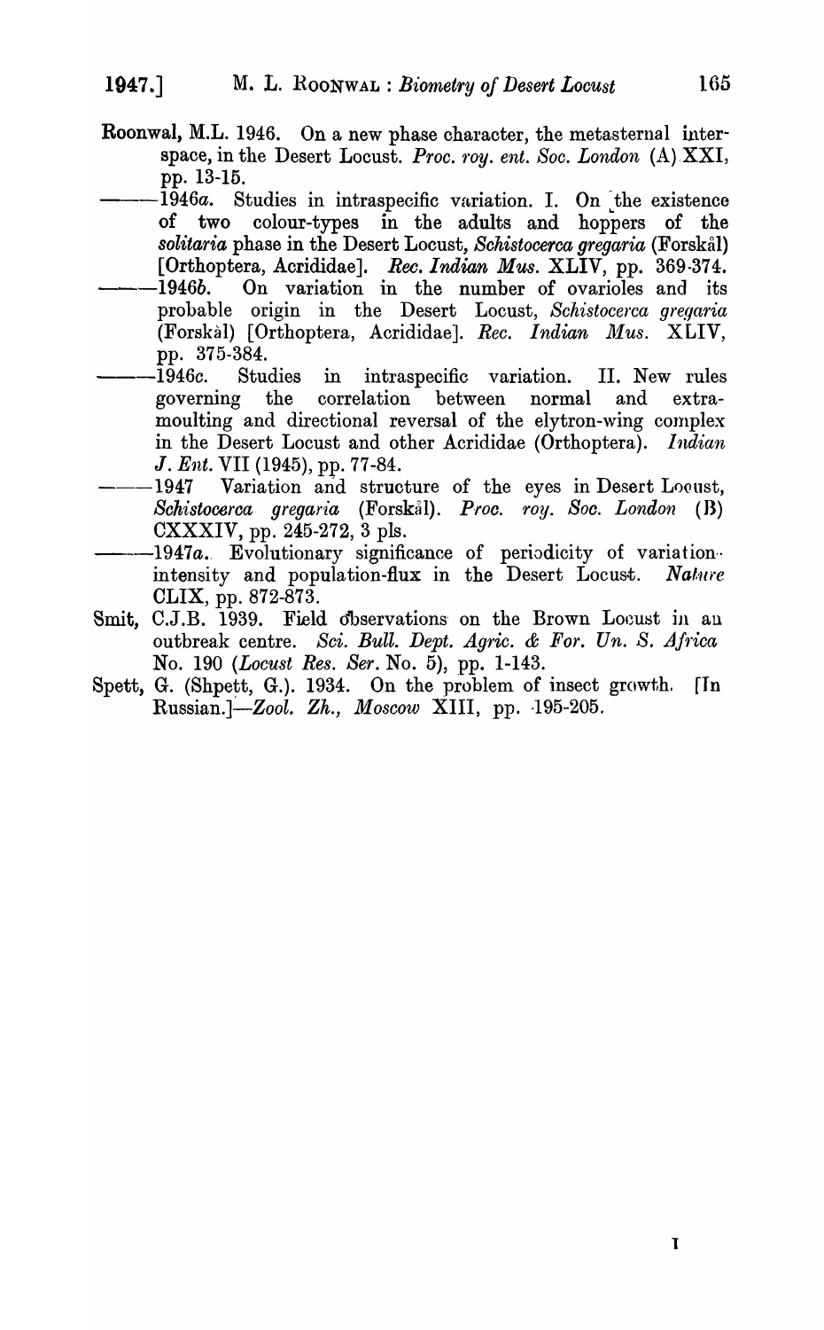Roonwal, M.L. 1946. On a new phase character, the metasternal interspace, in the Desert Locust. *Proc. roy. ent. Soc. London* (A) XXI, pp. 13-15.

———1946*a*. Studies in intraspecific variation. I. On the existence of two colour-types in the adults and hoppers of the *solitaria* phase in the Desert Locust, *Schistocerca gregaria* (Forskål) [Orthoptera, Acrididae]. *Rec. Indian Mus.* XLIV, pp. 369-374.

———1946*b*. On variation in the number of ovarioles and its probable origin in the Desert Locust, *Schistocerca gregaria* (Forskål) [Orthoptera, Acrididae]. *Rec. Indian Mus.* XLIV, pp. 375-384.

———1946*c*. Studies in intraspecific variation. II. New rules governing the correlation between normal and extra-moulting and directional reversal of the elytron-wing complex in the Desert Locust and other Acrididae (Orthoptera). *Indian J. Ent.* VII (1945), pp. 77-84.

———1947 Variation and structure of the eyes in Desert Locust, *Schistocerca gregaria* (Forskål). *Proc. roy. Soc. London* (B) CXXXIV, pp. 245-272, 3 pls.

———1947*a*. Evolutionary significance of periodicity of variation-intensity and population-flux in the Desert Locust. *Nature* CLIX, pp. 872-873.

Smit, C.J.B. 1939. Field observations on the Brown Locust in an outbreak centre. *Sci. Bull. Dept. Agric. & For. Un. S. Africa* No. 190 (*Locust Res. Ser.* No. 5), pp. 1-143.

Spett, G. (Shpett, G.). 1934. On the problem of insect growth. [In Russian.]—*Zool. Zh., Moscow* XIII, pp. 195-205.